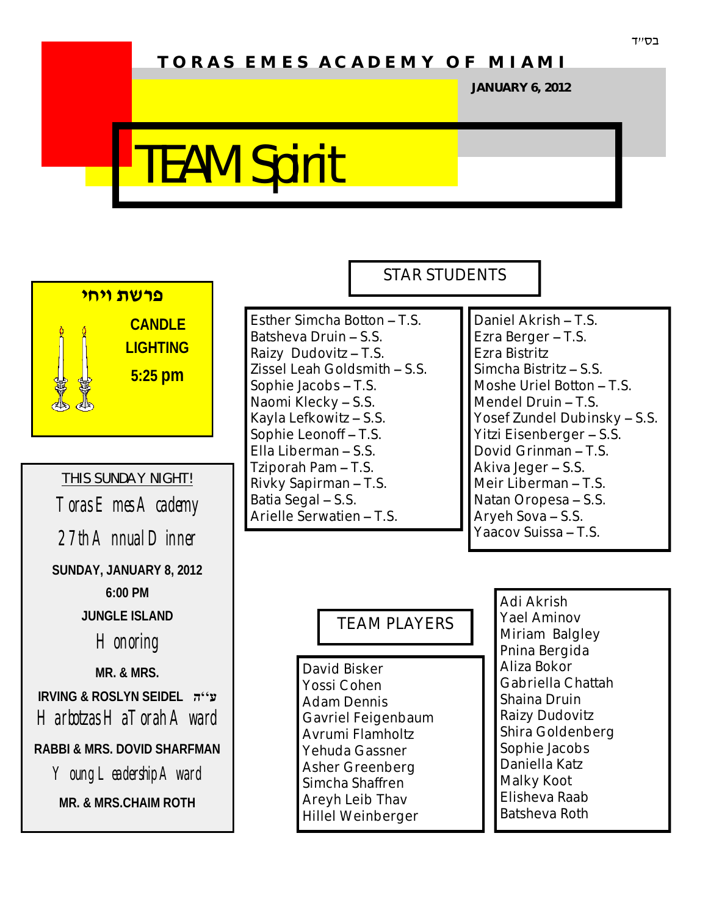בס״ד

**TORAS EMES ACADEMY OF MIAMI**

**JANUARY 6, 2012**

# TEAM Spirit

**פרשת ויחי**

**CANDLE LIGHTING**

**5:25 pm**

THIS SUNDAY NIGHT!

Toras Emes Academy

27th Annual Dinner

**SUNDAY, JANUARY 8, 2012**

**6:00 PM**

**JUNGLE ISLAND**

Honoring

**MR. & MRS.**

**IRVING & ROSLYN SEIDEL ע״ה**

Harbotzas HaTorah Award

**RABBI & MRS. DOVID SHARFMAN**

Young Leadership Award

**MR. & MRS.CHAIM ROTH**

## STAR STUDENTS

Esther Simcha Botton – T.S.
Batsheva Druin – S.S.
Raizy Dudovitz – T.S.
Zissel Leah Goldsmith – S.S.
Sophie Jacobs – T.S.
Naomi Klecky – S.S.
Kayla Lefkowitz – S.S.
Sophie Leonoff – T.S.
Ella Liberman – S.S.
Tziporah Pam – T.S.
Rivky Sapirman – T.S.
Batia Segal – S.S.
Arielle Serwatien – T.S.

Daniel Akrish – T.S.
Ezra Berger – T.S.
Ezra Bistritz
Simcha Bistritz – S.S.
Moshe Uriel Botton – T.S.
Mendel Druin – T.S.
Yosef Zundel Dubinsky – S.S.
Yitzi Eisenberger – S.S.
Dovid Grinman – T.S.
Akiva Jeger – S.S.
Meir Liberman – T.S.
Natan Oropesa – S.S.
Aryeh Sova – S.S.
Yaacov Suissa – T.S.

## TEAM PLAYERS

David Bisker
Yossi Cohen
Adam Dennis
Gavriel Feigenbaum
Avrumi Flamholtz
Yehuda Gassner
Asher Greenberg
Simcha Shaffren
Areyh Leib Thav
Hillel Weinberger

Adi Akrish
Yael Aminov
Miriam Balgley
Pnina Bergida
Aliza Bokor
Gabriella Chattah
Shaina Druin
Raizy Dudovitz
Shira Goldenberg
Sophie Jacobs
Daniella Katz
Malky Koot
Elisheva Raab
Batsheva Roth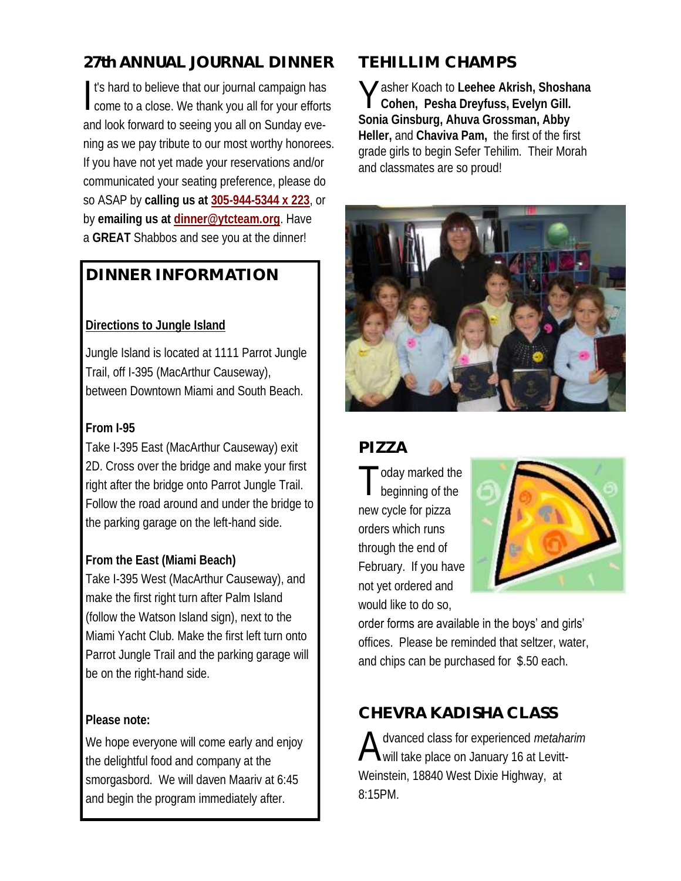## 27th ANNUAL JOURNAL DINNER

It's hard to believe that our journal campaign has come to a close. We thank you all for your efforts and look forward to seeing you all on Sunday evening as we pay tribute to our most worthy honorees. If you have not yet made your reservations and/or communicated your seating preference, please do so ASAP by **calling us at 305-944-5344 x 223**, or by **emailing us at dinner@ytcteam.org**. Have a **GREAT** Shabbos and see you at the dinner!

## DINNER INFORMATION

**Directions to Jungle Island**

Jungle Island is located at 1111 Parrot Jungle Trail, off I-395 (MacArthur Causeway), between Downtown Miami and South Beach.

**From I-95**

Take I-395 East (MacArthur Causeway) exit 2D. Cross over the bridge and make your first right after the bridge onto Parrot Jungle Trail. Follow the road around and under the bridge to the parking garage on the left-hand side.

**From the East (Miami Beach)**

Take I-395 West (MacArthur Causeway), and make the first right turn after Palm Island (follow the Watson Island sign), next to the Miami Yacht Club. Make the first left turn onto Parrot Jungle Trail and the parking garage will be on the right-hand side.

**Please note:**

We hope everyone will come early and enjoy the delightful food and company at the smorgasbord. We will daven Maariv at 6:45 and begin the program immediately after.

## TEHILLIM CHAMPS

Yasher Koach to **Leehee Akrish, Shoshana Cohen, Pesha Dreyfuss, Evelyn Gill. Sonia Ginsburg, Ahuva Grossman, Abby Heller,** and **Chaviva Pam,** the first of the first grade girls to begin Sefer Tehilim. Their Morah and classmates are so proud!

## PIZZA

Today marked the beginning of the new cycle for pizza orders which runs through the end of February. If you have not yet ordered and would like to do so, order forms are available in the boys' and girls' offices. Please be reminded that seltzer, water, and chips can be purchased for $.50 each.

## CHEVRA KADISHA CLASS

Advanced class for experienced *metaharim* will take place on January 16 at Levitt-Weinstein, 18840 West Dixie Highway, at 8:15PM.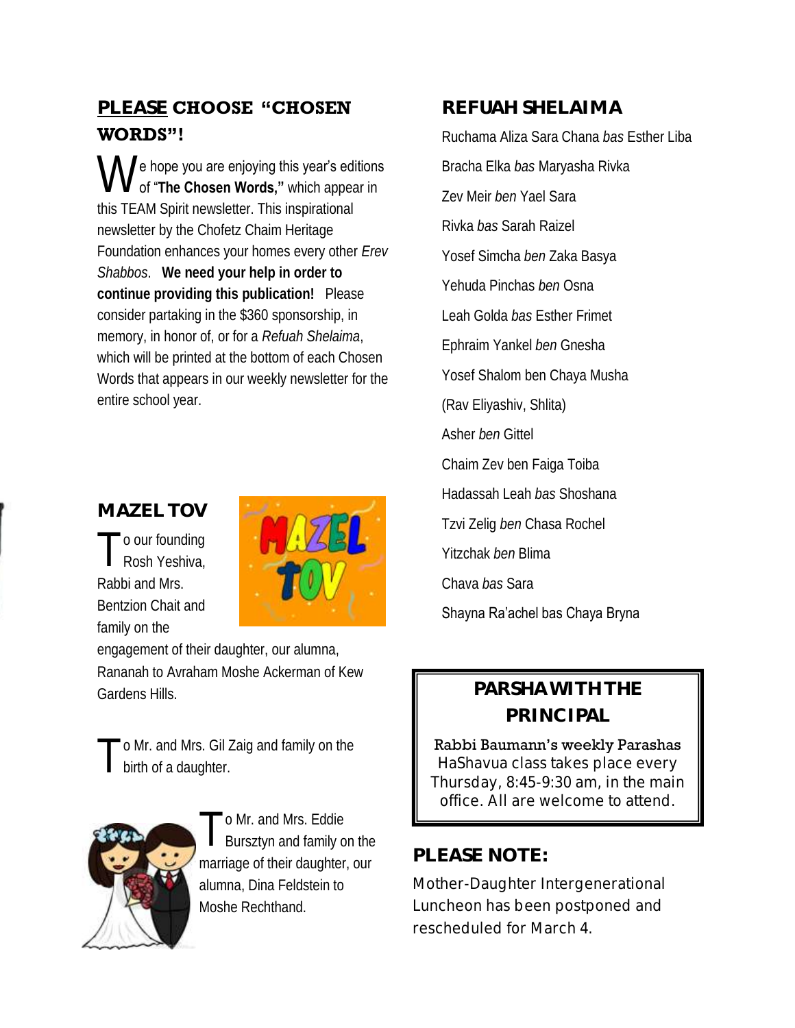## PLEASE CHOOSE "CHOSEN WORDS"!

We hope you are enjoying this year's editions of "**The Chosen Words,"** which appear in this TEAM Spirit newsletter. This inspirational newsletter by the Chofetz Chaim Heritage Foundation enhances your homes every other *Erev Shabbos*. **We need your help in order to continue providing this publication!** Please consider partaking in the $360 sponsorship, in memory, in honor of, or for a *Refuah Shelaima*, which will be printed at the bottom of each Chosen Words that appears in our weekly newsletter for the entire school year.

## MAZEL TOV

To our founding Rosh Yeshiva, Rabbi and Mrs. Bentzion Chait and family on the engagement of their daughter, our alumna, Rananah to Avraham Moshe Ackerman of Kew Gardens Hills.

To Mr. and Mrs. Gil Zaig and family on the birth of a daughter.

To Mr. and Mrs. Eddie Bursztyn and family on the marriage of their daughter, our alumna, Dina Feldstein to Moshe Rechthand.

## REFUAH SHELAIMA

Ruchama Aliza Sara Chana *bas* Esther Liba

Bracha Elka *bas* Maryasha Rivka

Zev Meir *ben* Yael Sara

Rivka *bas* Sarah Raizel

Yosef Simcha *ben* Zaka Basya

Yehuda Pinchas *ben* Osna

Leah Golda *bas* Esther Frimet

Ephraim Yankel *ben* Gnesha

Yosef Shalom ben Chaya Musha

(Rav Eliyashiv, Shlita)

Asher *ben* Gittel

Chaim Zev ben Faiga Toiba

Hadassah Leah *bas* Shoshana

Tzvi Zelig *ben* Chasa Rochel

Yitzchak *ben* Blima

Chava *bas* Sara

Shayna Ra'achel bas Chaya Bryna

## PARSHA WITH THE PRINCIPAL

Rabbi Baumann's weekly Parashas HaShavua class takes place every Thursday, 8:45-9:30 am, in the main office. All are welcome to attend.

## PLEASE NOTE:

Mother-Daughter Intergenerational Luncheon has been postponed and rescheduled for March 4.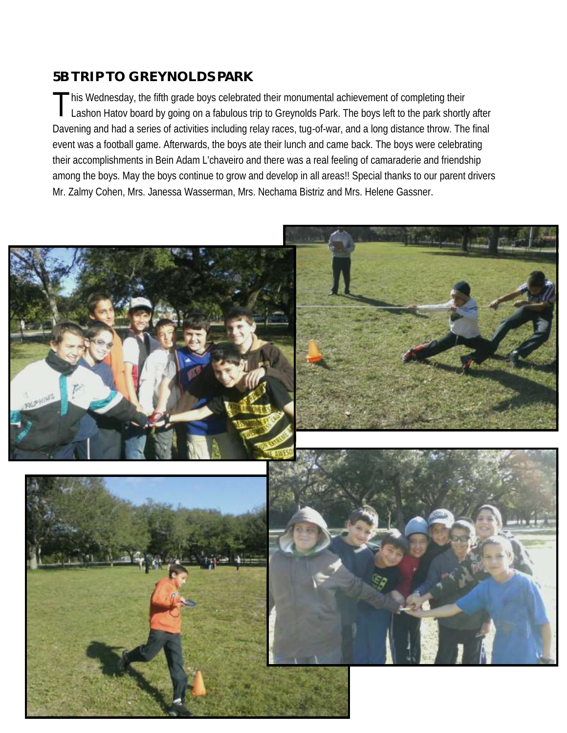## 5B TRIP TO GREYNOLDS PARK

This Wednesday, the fifth grade boys celebrated their monumental achievement of completing their Lashon Hatov board by going on a fabulous trip to Greynolds Park. The boys left to the park shortly after Davening and had a series of activities including relay races, tug-of-war, and a long distance throw. The final event was a football game. Afterwards, the boys ate their lunch and came back. The boys were celebrating their accomplishments in Bein Adam L'chaveiro and there was a real feeling of camaraderie and friendship among the boys. May the boys continue to grow and develop in all areas!! Special thanks to our parent drivers Mr. Zalmy Cohen, Mrs. Janessa Wasserman, Mrs. Nechama Bistriz and Mrs. Helene Gassner.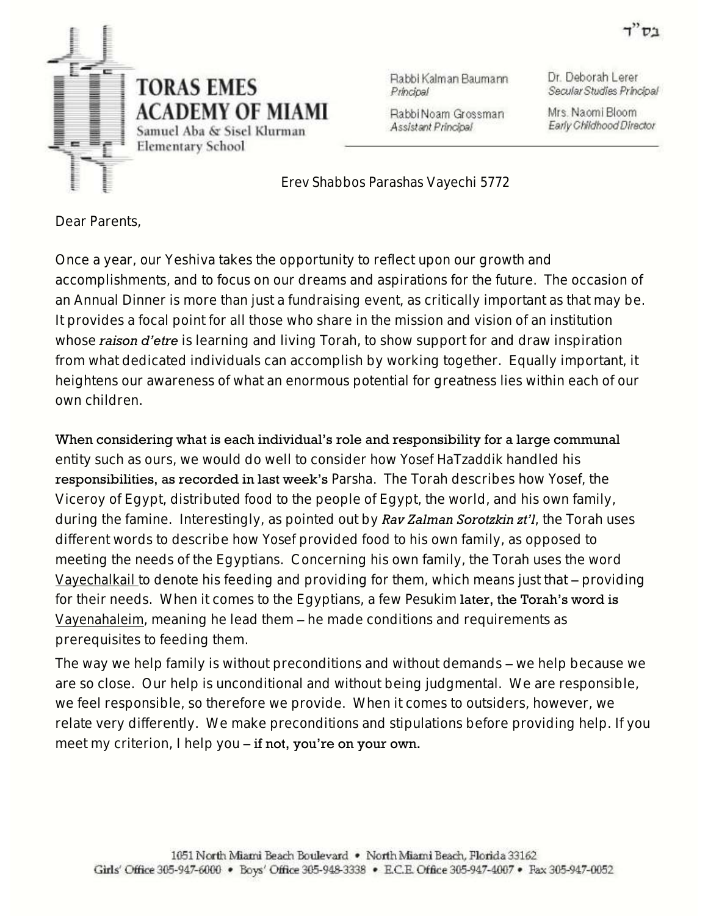בס"ד

**TORAS EMES ACADEMY OF MIAMI**
Samuel Aba & Sisel Klurman Elementary School

Rabbi Kalman Baumann
*Principal*

Rabbi Noam Grossman
*Assistant Principal*

Dr. Deborah Lerer
*Secular Studies Principal*

Mrs. Naomi Bloom
*Early Childhood Director*

Erev Shabbos Parashas Vayechi 5772

Dear Parents,

Once a year, our Yeshiva takes the opportunity to reflect upon our growth and accomplishments, and to focus on our dreams and aspirations for the future. The occasion of an Annual Dinner is more than just a fundraising event, as critically important as that may be. It provides a focal point for all those who share in the mission and vision of an institution whose *raison d'etre* is learning and living Torah, to show support for and draw inspiration from what dedicated individuals can accomplish by working together. Equally important, it heightens our awareness of what an enormous potential for greatness lies within each of our own children.

When considering what is each individual's role and responsibility for a large communal entity such as ours, we would do well to consider how Yosef HaTzaddik handled his responsibilities, as recorded in last week's Parsha. The Torah describes how Yosef, the Viceroy of Egypt, distributed food to the people of Egypt, the world, and his own family, during the famine. Interestingly, as pointed out by *Rav Zalman Sorotzkin zt'l*, the Torah uses different words to describe how Yosef provided food to his own family, as opposed to meeting the needs of the Egyptians. Concerning his own family, the Torah uses the word <u>Vayechalkail</u> to denote his feeding and providing for them, which means just that – providing for their needs. When it comes to the Egyptians, a few Pesukim later, the Torah's word is <u>Vayenahaleim</u>, meaning he lead them – he made conditions and requirements as prerequisites to feeding them.

The way we help family is without preconditions and without demands – we help because we are so close. Our help is unconditional and without being judgmental. We are responsible, we feel responsible, so therefore we provide. When it comes to outsiders, however, we relate very differently. We make preconditions and stipulations before providing help. If you meet my criterion, I help you – if not, you're on your own.

1051 North Miami Beach Boulevard • North Miami Beach, Florida 33162
Girls' Office 305-947-6000 • Boys' Office 305-948-3338 • E.C.E. Office 305-947-4007 • Fax 305-947-0052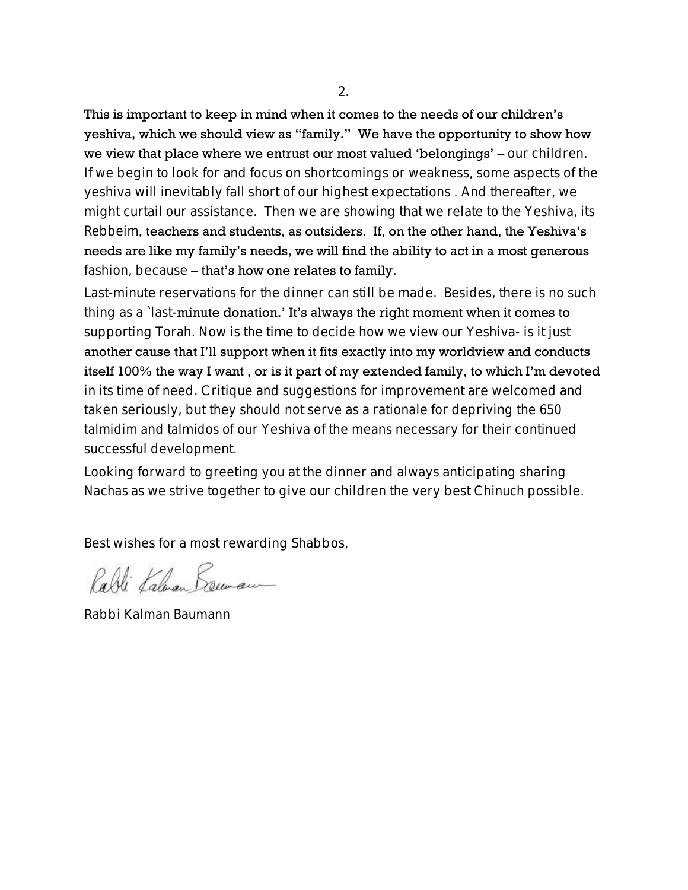This is important to keep in mind when it comes to the needs of our children's yeshiva, which we should view as "family." We have the opportunity to show how we view that place where we entrust our most valued 'belongings' – our children. If we begin to look for and focus on shortcomings or weakness, some aspects of the yeshiva will inevitably fall short of our highest expectations . And thereafter, we might curtail our assistance. Then we are showing that we relate to the Yeshiva, its Rebbeim, teachers and students, as outsiders. If, on the other hand, the Yeshiva's needs are like my family's needs, we will find the ability to act in a most generous fashion, because – that's how one relates to family.

Last-minute reservations for the dinner can still be made. Besides, there is no such thing as a `last-minute donation.' It's always the right moment when it comes to supporting Torah. Now is the time to decide how we view our Yeshiva- is it just another cause that I'll support when it fits exactly into my worldview and conducts itself 100% the way I want , or is it part of my extended family, to which I'm devoted in its time of need. Critique and suggestions for improvement are welcomed and taken seriously, but they should not serve as a rationale for depriving the 650 talmidim and talmidos of our Yeshiva of the means necessary for their continued successful development.

Looking forward to greeting you at the dinner and always anticipating sharing Nachas as we strive together to give our children the very best Chinuch possible.

Best wishes for a most rewarding Shabbos,

Rabbi Kalman Baumann

Rabbi Kalman Baumann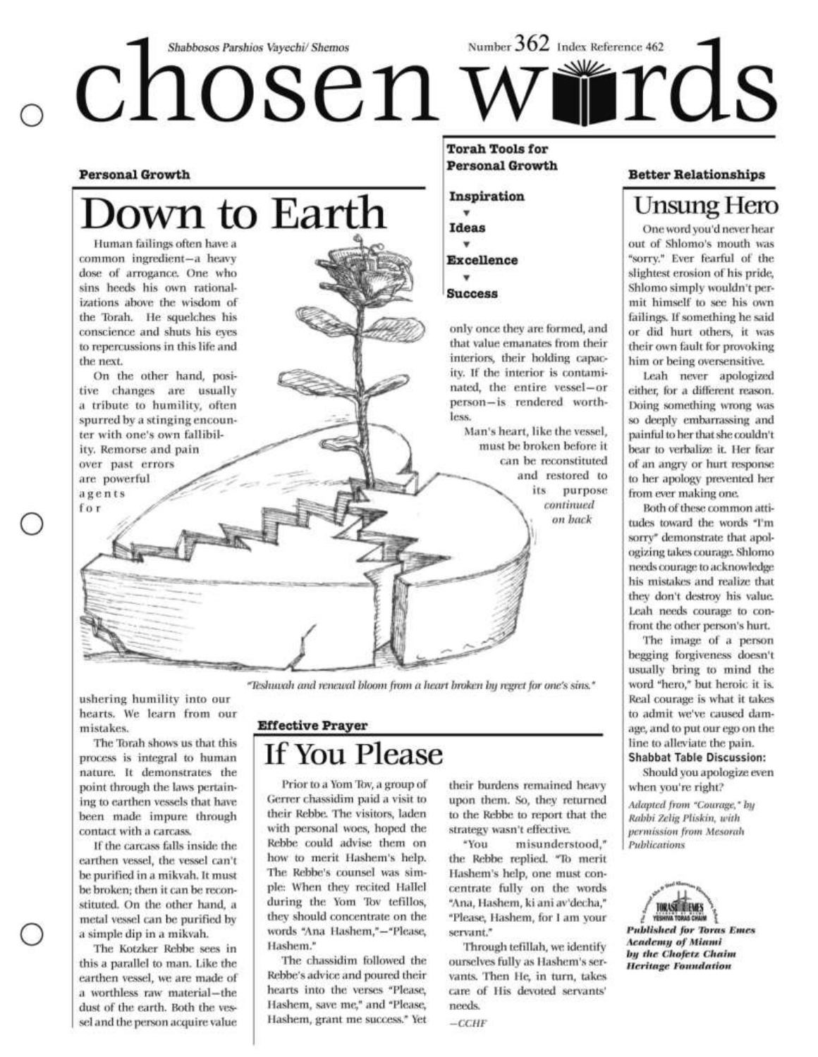Shabbosos Parshios Vayechi/ Shemos

Number 362 Index Reference 462

# chosen words

**Torah Tools for Personal Growth**

**Inspiration** ▼ **Ideas** ▼ **Excellence** ▼ **Success**

**Personal Growth**

## Down to Earth

Human failings often have a common ingredient—a heavy dose of arrogance. One who sins heeds his own rationalizations above the wisdom of the Torah. He squelches his conscience and shuts his eyes to repercussions in this life and the next.

On the other hand, positive changes are usually a tribute to humility, often spurred by a stinging encounter with one's own fallibility. Remorse and pain over past errors are powerful agents for ushering humility into our hearts. We learn from our mistakes.

The Torah shows us that this process is integral to human nature. It demonstrates the point through the laws pertaining to earthen vessels that have been made impure through contact with a carcass.

If the carcass falls inside the earthen vessel, the vessel can't be purified in a mikvah. It must be broken; then it can be reconstituted. On the other hand, a metal vessel can be purified by a simple dip in a mikvah.

The Kotzker Rebbe sees in this a parallel to man. Like the earthen vessel, we are made of a worthless raw material—the dust of the earth. Both the vessel and the person acquire value only once they are formed, and that value emanates from their interiors, their holding capacity. If the interior is contaminated, the entire vessel—or person—is rendered worthless.

Man's heart, like the vessel, must be broken before it can be reconstituted and restored to its purpose *continued on back*

*"Teshuvah and renewal bloom from a heart broken by regret for one's sins."*

**Effective Prayer**

## If You Please

Prior to a Yom Tov, a group of Gerrer chassidim paid a visit to their Rebbe. The visitors, laden with personal woes, hoped the Rebbe could advise them on how to merit Hashem's help. The Rebbe's counsel was simple: When they recited Hallel during the Yom Tov tefillos, they should concentrate on the words "Ana Hashem,"—"Please, Hashem."

The chassidim followed the Rebbe's advice and poured their hearts into the verses "Please, Hashem, save me," and "Please, Hashem, grant me success." Yet their burdens remained heavy upon them. So, they returned to the Rebbe to report that the strategy wasn't effective.

"You misunderstood," the Rebbe replied. "To merit Hashem's help, one must concentrate fully on the words "Ana, Hashem, ki ani av'decha," "Please, Hashem, for I am your servant."

Through tefillah, we identify ourselves fully as Hashem's servants. Then He, in turn, takes care of His devoted servants' needs.

*—CCHF*

**Better Relationships**

## Unsung Hero

One word you'd never hear out of Shlomo's mouth was "sorry." Ever fearful of the slightest erosion of his pride, Shlomo simply wouldn't permit himself to see his own failings. If something he said or did hurt others, it was their own fault for provoking him or being oversensitive.

Leah never apologized either, for a different reason. Doing something wrong was so deeply embarrassing and painful to her that she couldn't bear to verbalize it. Her fear of an angry or hurt response to her apology prevented her from ever making one.

Both of these common attitudes toward the words "I'm sorry" demonstrate that apologizing takes courage. Shlomo needs courage to acknowledge his mistakes and realize that they don't destroy his value. Leah needs courage to confront the other person's hurt.

The image of a person begging forgiveness doesn't usually bring to mind the word "hero," but heroic it is. Real courage is what it takes to admit we've caused damage, and to put our ego on the line to alleviate the pain.

**Shabbat Table Discussion:**

Should you apologize even when you're right?

*Adapted from "Courage," by Rabbi Zelig Pliskin, with permission from Mesorah Publications*

***Published for Toras Emes Academy of Miami by the Chofetz Chaim Heritage Foundation***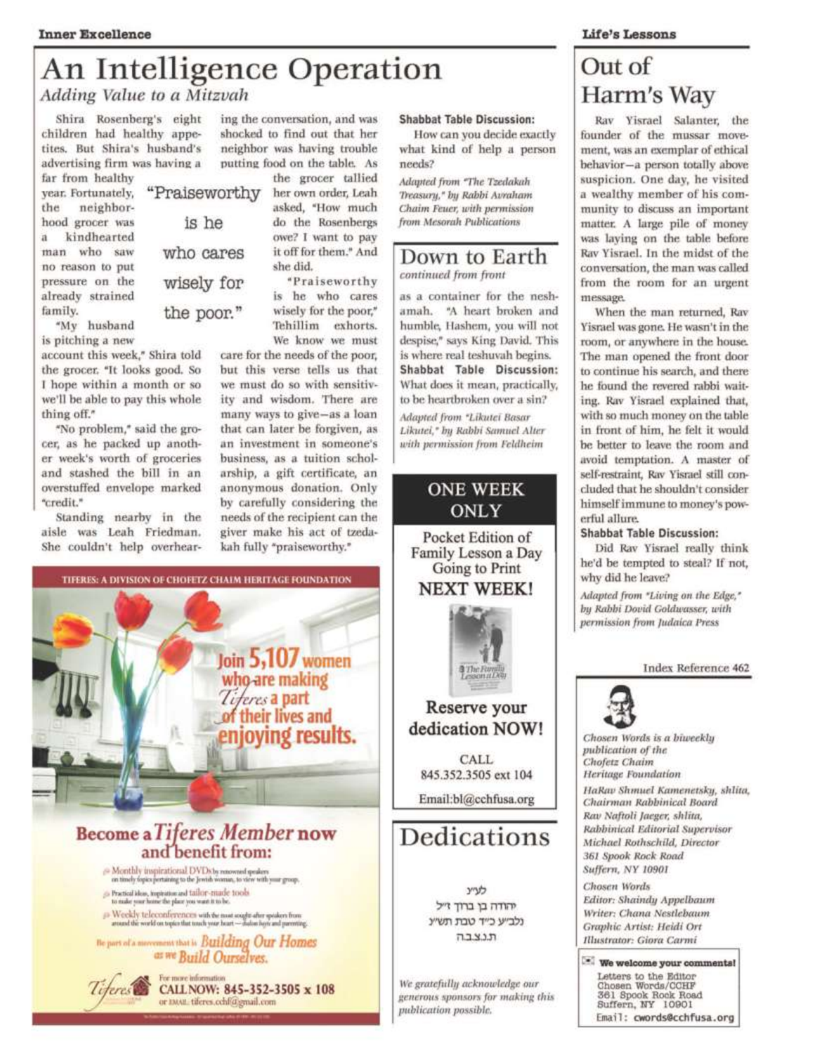## An Intelligence Operation

*Adding Value to a Mitzvah*

Shira Rosenberg's eight children had healthy appetites. But Shira's husband's advertising firm was having a far from healthy year. Fortunately, the neighborhood grocer was a kindhearted man who saw no reason to put pressure on the already strained family.

"My husband is pitching a new account this week," Shira told the grocer. "It looks good. So I hope within a month or so we'll be able to pay this whole thing off."

"No problem," said the grocer, as he packed up another week's worth of groceries and stashed the bill in an overstuffed envelope marked "credit."

Standing nearby in the aisle was Leah Friedman. She couldn't help overhearing the conversation, and was shocked to find out that her neighbor was having trouble putting food on the table. As the grocer tallied her own order, Leah asked, "How much do the Rosenbergs owe? I want to pay it off for them." And she did.

> "Praiseworthy is he who cares wisely for the poor."

"Praiseworthy is he who cares wisely for the poor," Tehillim exhorts. We know we must care for the needs of the poor, but this verse tells us that we must do so with sensitivity and wisdom. There are many ways to give—as a loan that can later be forgiven, as an investment in someone's business, as a tuition scholarship, a gift certificate, an anonymous donation. Only by carefully considering the needs of the recipient can the giver make his act of tzedakah fully "praiseworthy."

**Shabbat Table Discussion:**

How can you decide exactly what kind of help a person needs?

*Adapted from "The Tzedakah Treasury," by Rabbi Avraham Chaim Feuer, with permission from Mesorah Publications*

## Down to Earth

*continued from front*

as a container for the neshamah. "A heart broken and humble, Hashem, you will not despise," says King David. This is where real teshuvah begins.

**Shabbat Table Discussion:** What does it mean, practically, to be heartbroken over a sin?

*Adapted from "Likutei Basar Likutei," by Rabbi Samuel Alter with permission from Feldheim*

TIFERES: A DIVISION OF CHOFETZ CHAIM HERITAGE FOUNDATION

Join 5,107 women who are making *Tiferes* a part of their lives and enjoying results.

**Become a *Tiferes* Member now and benefit from:**

- Monthly inspirational DVDs by renowned speakers on timely topics pertaining to the Jewish woman, to view with your group.
- Practical ideas, inspiration and tailor-made tools to make your home the place you want it to be.
- Weekly teleconferences with the most sought-after speakers from around the world on topics that touch your heart — shalom bayis and parenting.

Be part of a movement that is Building Our Homes as we Build Ourselves.

Tiferes — For more information CALL NOW: 845-352-3505 x 108 or EMAIL: tiferes.cchf@gmail.com

**ONE WEEK ONLY**

Pocket Edition of Family Lesson a Day Going to Print

**NEXT WEEK!**

**Reserve your dedication NOW!**

CALL 845.352.3505 ext 104

Email:bl@cchfusa.org

## Dedications

לע"נ
יהודה בן ברוך ז"ל
נלב"ע כ"ד טבת תשי"ע
ת.נ.צ.ב.ה

*We gratefully acknowledge our generous sponsors for making this publication possible.*

## Out of Harm's Way

Rav Yisrael Salanter, the founder of the mussar movement, was an exemplar of ethical behavior—a person totally above suspicion. One day, he visited a wealthy member of his community to discuss an important matter. A large pile of money was laying on the table before Rav Yisrael. In the midst of the conversation, the man was called from the room for an urgent message.

When the man returned, Rav Yisrael was gone. He wasn't in the room, or anywhere in the house. The man opened the front door to continue his search, and there he found the revered rabbi waiting. Rav Yisrael explained that, with so much money on the table in front of him, he felt it would be better to leave the room and avoid temptation. A master of self-restraint, Rav Yisrael still concluded that he shouldn't consider himself immune to money's powerful allure.

**Shabbat Table Discussion:**

Did Rav Yisrael really think he'd be tempted to steal? If not, why did he leave?

*Adapted from "Living on the Edge," by Rabbi Dovid Goldwasser, with permission from Judaica Press*

Index Reference 462

*Chosen Words is a biweekly publication of the Chofetz Chaim Heritage Foundation*

*HaRav Shmuel Kamenetsky, shlita, Chairman Rabbinical Board*
*Rav Naftoli Jaeger, shlita, Rabbinical Editorial Supervisor*
*Michael Rothschild, Director*
*361 Spook Rock Road*
*Suffern, NY 10901*

*Chosen Words*
*Editor: Shaindy Appelbaum*
*Writer: Chana Nestlebaum*
*Graphic Artist: Heidi Ort*
*Illustrator: Giora Carmi*

**We welcome your comments!**

Letters to the Editor
Chosen Words/CCHF
361 Spook Rock Road
Suffern, NY 10901
Email: cwords@cchfusa.org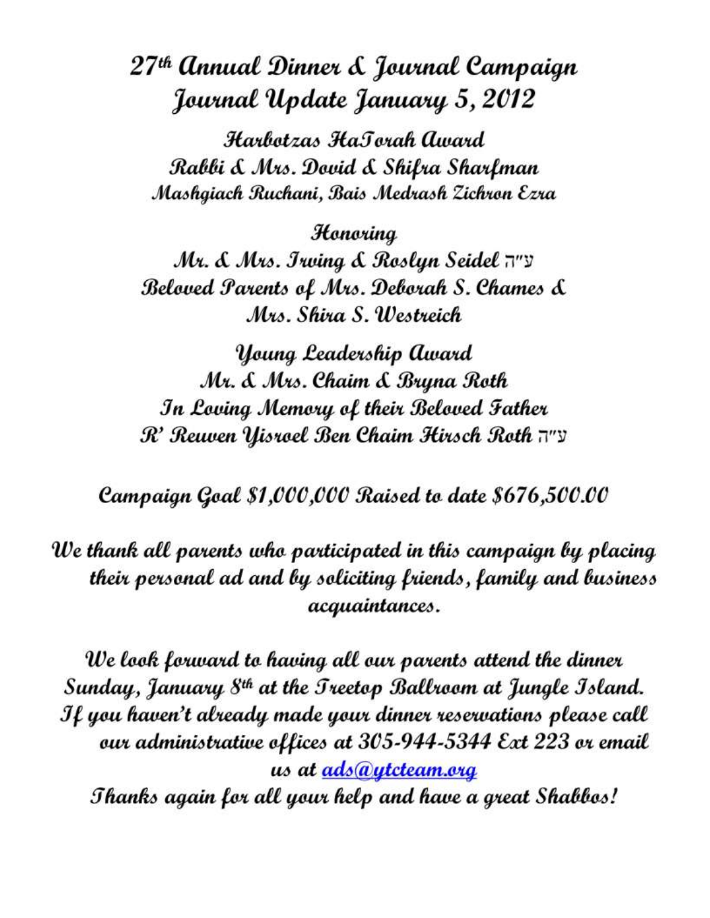# 27th Annual Dinner & Journal Campaign

## Journal Update January 5, 2012

### Harbotzas HaTorah Award

Rabbi & Mrs. Dovid & Shifra Sharfman
Mashgiach Ruchani, Bais Medrash Zichron Ezra

### Honoring

Mr. & Mrs. Irving & Roslyn Seidel ע"ה
Beloved Parents of Mrs. Deborah S. Chames &
Mrs. Shira S. Westreich

### Young Leadership Award

Mr. & Mrs. Chaim & Bryna Roth
In Loving Memory of their Beloved Father
R' Reuven Yisroel Ben Chaim Hirsch Roth ע"ה

**Campaign Goal $1,000,000 Raised to date $676,500.00**

We thank all parents who participated in this campaign by placing their personal ad and by soliciting friends, family and business acquaintances.

We look forward to having all our parents attend the dinner Sunday, January 8th at the Treetop Ballroom at Jungle Island. If you haven't already made your dinner reservations please call our administrative offices at 305-944-5344 Ext 223 or email us at ads@ytcteam.org

Thanks again for all your help and have a great Shabbos!